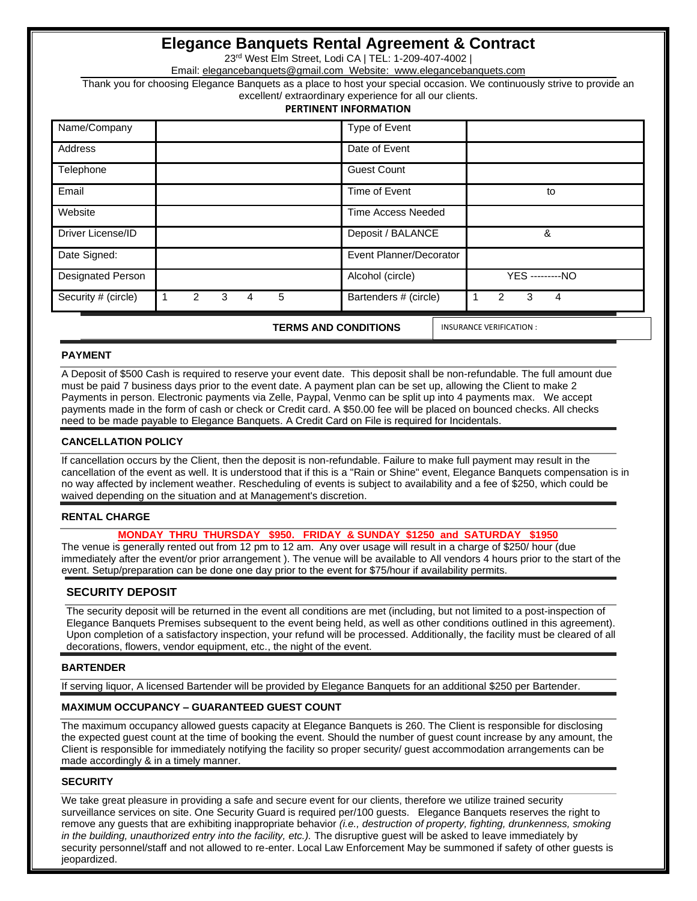# Elegance Banquets Rental Agreement & Contract

23rd West Elm Street, Lodi CA | TEL: 1-209-407-4002 |

Email: elegancebanquets@gmail.com Website: www.elegancebanquets.com

Thank you for choosing Elegance Banquets as a place to host your special occasion. We continuously strive to provide an excellent/ extraordinary experience for all our clients.

**PERTINENT INFORMATION**

| Name/Company | | Type of Event | |
|---|---|---|---|
| Address | | Date of Event | |
| Telephone | | Guest Count | |
| Email | | Time of Event | to |
| Website | | Time Access Needed | |
| Driver License/ID | | Deposit / BALANCE | & |
| Date Signed: | | Event Planner/Decorator | |
| Designated Person | | Alcohol (circle) | YES ---------NO |
| Security # (circle) | 1 2 3 4 5 | Bartenders # (circle) | 1 2 3 4 |

**TERMS AND CONDITIONS** | INSURANCE VERIFICATION :

### PAYMENT

A Deposit of $500 Cash is required to reserve your event date. This deposit shall be non-refundable. The full amount due must be paid 7 business days prior to the event date. A payment plan can be set up, allowing the Client to make 2 Payments in person. Electronic payments via Zelle, Paypal, Venmo can be split up into 4 payments max. We accept payments made in the form of cash or check or Credit card. A $50.00 fee will be placed on bounced checks. All checks need to be made payable to Elegance Banquets. A Credit Card on File is required for Incidentals.

### CANCELLATION POLICY

If cancellation occurs by the Client, then the deposit is non-refundable. Failure to make full payment may result in the cancellation of the event as well. It is understood that if this is a "Rain or Shine" event, Elegance Banquets compensation is in no way affected by inclement weather. Rescheduling of events is subject to availability and a fee of $250, which could be waived depending on the situation and at Management's discretion.

### RENTAL CHARGE

**MONDAY THRU THURSDAY $950. FRIDAY & SUNDAY $1250 and SATURDAY $1950**

The venue is generally rented out from 12 pm to 12 am. Any over usage will result in a charge of $250/ hour (due immediately after the event/or prior arrangement ). The venue will be available to All vendors 4 hours prior to the start of the event. Setup/preparation can be done one day prior to the event for $75/hour if availability permits.

### SECURITY DEPOSIT

The security deposit will be returned in the event all conditions are met (including, but not limited to a post-inspection of Elegance Banquets Premises subsequent to the event being held, as well as other conditions outlined in this agreement). Upon completion of a satisfactory inspection, your refund will be processed. Additionally, the facility must be cleared of all decorations, flowers, vendor equipment, etc., the night of the event.

### BARTENDER

If serving liquor, A licensed Bartender will be provided by Elegance Banquets for an additional $250 per Bartender.

### MAXIMUM OCCUPANCY – GUARANTEED GUEST COUNT

The maximum occupancy allowed guests capacity at Elegance Banquets is 260. The Client is responsible for disclosing the expected guest count at the time of booking the event. Should the number of guest count increase by any amount, the Client is responsible for immediately notifying the facility so proper security/ guest accommodation arrangements can be made accordingly & in a timely manner.

### SECURITY

We take great pleasure in providing a safe and secure event for our clients, therefore we utilize trained security surveillance services on site. One Security Guard is required per/100 guests. Elegance Banquets reserves the right to remove any guests that are exhibiting inappropriate behavior *(i.e., destruction of property, fighting, drunkenness, smoking in the building, unauthorized entry into the facility, etc.).* The disruptive guest will be asked to leave immediately by security personnel/staff and not allowed to re-enter. Local Law Enforcement May be summoned if safety of other guests is jeopardized.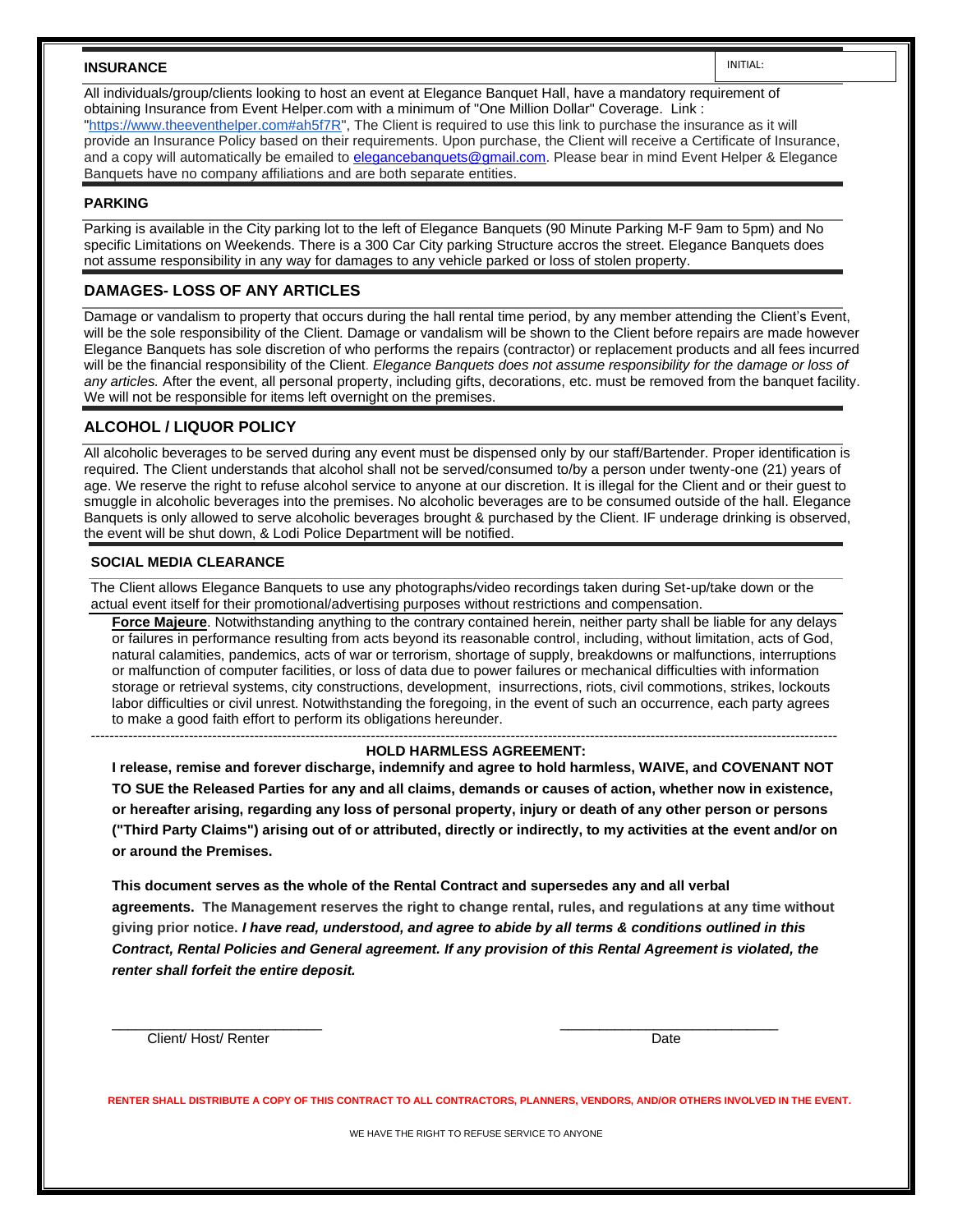## INSURANCE

INITIAL:

All individuals/group/clients looking to host an event at Elegance Banquet Hall, have a mandatory requirement of obtaining Insurance from Event Helper.com with a minimum of "One Million Dollar" Coverage. Link : "https://www.theeventhelper.com#ah5f7R", The Client is required to use this link to purchase the insurance as it will provide an Insurance Policy based on their requirements. Upon purchase, the Client will receive a Certificate of Insurance, and a copy will automatically be emailed to elegancebanquets@gmail.com. Please bear in mind Event Helper & Elegance Banquets have no company affiliations and are both separate entities.

## PARKING

Parking is available in the City parking lot to the left of Elegance Banquets (90 Minute Parking M-F 9am to 5pm) and No specific Limitations on Weekends. There is a 300 Car City parking Structure accros the street. Elegance Banquets does not assume responsibility in any way for damages to any vehicle parked or loss of stolen property.

## DAMAGES- LOSS OF ANY ARTICLES

Damage or vandalism to property that occurs during the hall rental time period, by any member attending the Client's Event, will be the sole responsibility of the Client. Damage or vandalism will be shown to the Client before repairs are made however Elegance Banquets has sole discretion of who performs the repairs (contractor) or replacement products and all fees incurred will be the financial responsibility of the Client. *Elegance Banquets does not assume responsibility for the damage or loss of any articles.* After the event, all personal property, including gifts, decorations, etc. must be removed from the banquet facility. We will not be responsible for items left overnight on the premises.

## ALCOHOL / LIQUOR POLICY

All alcoholic beverages to be served during any event must be dispensed only by our staff/Bartender. Proper identification is required. The Client understands that alcohol shall not be served/consumed to/by a person under twenty-one (21) years of age. We reserve the right to refuse alcohol service to anyone at our discretion. It is illegal for the Client and or their guest to smuggle in alcoholic beverages into the premises. No alcoholic beverages are to be consumed outside of the hall. Elegance Banquets is only allowed to serve alcoholic beverages brought & purchased by the Client. IF underage drinking is observed, the event will be shut down, & Lodi Police Department will be notified.

## SOCIAL MEDIA CLEARANCE

The Client allows Elegance Banquets to use any photographs/video recordings taken during Set-up/take down or the actual event itself for their promotional/advertising purposes without restrictions and compensation.

**Force Majeure**. Notwithstanding anything to the contrary contained herein, neither party shall be liable for any delays or failures in performance resulting from acts beyond its reasonable control, including, without limitation, acts of God, natural calamities, pandemics, acts of war or terrorism, shortage of supply, breakdowns or malfunctions, interruptions or malfunction of computer facilities, or loss of data due to power failures or mechanical difficulties with information storage or retrieval systems, city constructions, development, insurrections, riots, civil commotions, strikes, lockouts labor difficulties or civil unrest. Notwithstanding the foregoing, in the event of such an occurrence, each party agrees to make a good faith effort to perform its obligations hereunder.

---

**HOLD HARMLESS AGREEMENT:**

**I release, remise and forever discharge, indemnify and agree to hold harmless, WAIVE, and COVENANT NOT TO SUE the Released Parties for any and all claims, demands or causes of action, whether now in existence, or hereafter arising, regarding any loss of personal property, injury or death of any other person or persons ("Third Party Claims") arising out of or attributed, directly or indirectly, to my activities at the event and/or on or around the Premises.**

**This document serves as the whole of the Rental Contract and supersedes any and all verbal agreements. The Management reserves the right to change rental, rules, and regulations at any time without giving prior notice. *I have read, understood, and agree to abide by all terms & conditions outlined in this Contract, Rental Policies and General agreement. If any provision of this Rental Agreement is violated, the renter shall forfeit the entire deposit.***

\_\_\_\_\_\_\_\_\_\_\_\_\_\_\_\_\_\_\_\_\_\_\_\_\_\_\_ Client/ Host/ Renter

\_\_\_\_\_\_\_\_\_\_\_\_\_\_\_\_\_\_\_\_\_\_\_\_\_\_\_ Date

**RENTER SHALL DISTRIBUTE A COPY OF THIS CONTRACT TO ALL CONTRACTORS, PLANNERS, VENDORS, AND/OR OTHERS INVOLVED IN THE EVENT.**

WE HAVE THE RIGHT TO REFUSE SERVICE TO ANYONE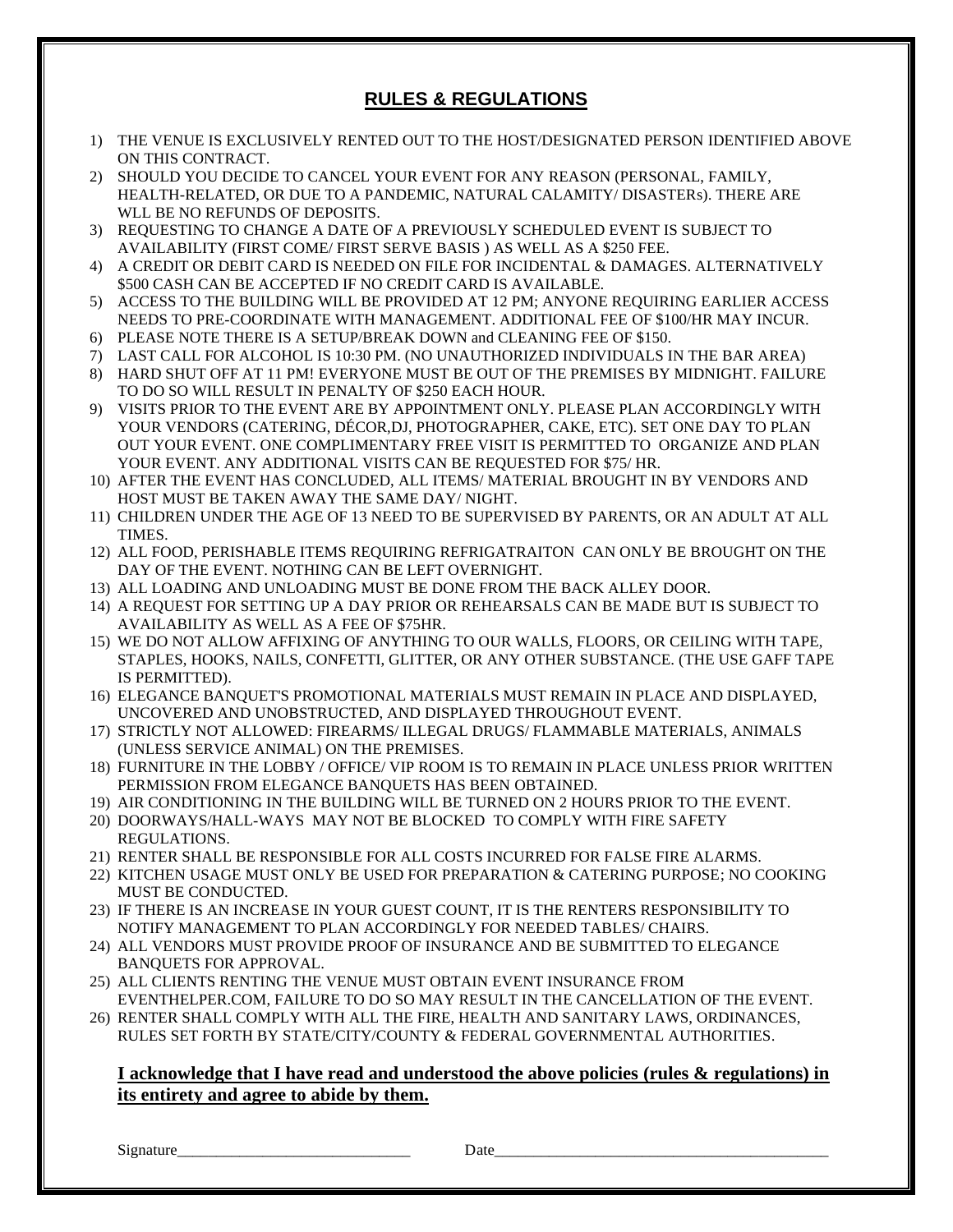## RULES & REGULATIONS

1) THE VENUE IS EXCLUSIVELY RENTED OUT TO THE HOST/DESIGNATED PERSON IDENTIFIED ABOVE ON THIS CONTRACT.
2) SHOULD YOU DECIDE TO CANCEL YOUR EVENT FOR ANY REASON (PERSONAL, FAMILY, HEALTH-RELATED, OR DUE TO A PANDEMIC, NATURAL CALAMITY/ DISASTERs). THERE ARE WLL BE NO REFUNDS OF DEPOSITS.
3) REQUESTING TO CHANGE A DATE OF A PREVIOUSLY SCHEDULED EVENT IS SUBJECT TO AVAILABILITY (FIRST COME/ FIRST SERVE BASIS ) AS WELL AS A $250 FEE.
4) A CREDIT OR DEBIT CARD IS NEEDED ON FILE FOR INCIDENTAL & DAMAGES. ALTERNATIVELY $500 CASH CAN BE ACCEPTED IF NO CREDIT CARD IS AVAILABLE.
5) ACCESS TO THE BUILDING WILL BE PROVIDED AT 12 PM; ANYONE REQUIRING EARLIER ACCESS NEEDS TO PRE-COORDINATE WITH MANAGEMENT. ADDITIONAL FEE OF $100/HR MAY INCUR.
6) PLEASE NOTE THERE IS A SETUP/BREAK DOWN and CLEANING FEE OF $150.
7) LAST CALL FOR ALCOHOL IS 10:30 PM. (NO UNAUTHORIZED INDIVIDUALS IN THE BAR AREA)
8) HARD SHUT OFF AT 11 PM! EVERYONE MUST BE OUT OF THE PREMISES BY MIDNIGHT. FAILURE TO DO SO WILL RESULT IN PENALTY OF $250 EACH HOUR.
9) VISITS PRIOR TO THE EVENT ARE BY APPOINTMENT ONLY. PLEASE PLAN ACCORDINGLY WITH YOUR VENDORS (CATERING, DÉCOR,DJ, PHOTOGRAPHER, CAKE, ETC). SET ONE DAY TO PLAN OUT YOUR EVENT. ONE COMPLIMENTARY FREE VISIT IS PERMITTED TO ORGANIZE AND PLAN YOUR EVENT. ANY ADDITIONAL VISITS CAN BE REQUESTED FOR $75/ HR.
10) AFTER THE EVENT HAS CONCLUDED, ALL ITEMS/ MATERIAL BROUGHT IN BY VENDORS AND HOST MUST BE TAKEN AWAY THE SAME DAY/ NIGHT.
11) CHILDREN UNDER THE AGE OF 13 NEED TO BE SUPERVISED BY PARENTS, OR AN ADULT AT ALL TIMES.
12) ALL FOOD, PERISHABLE ITEMS REQUIRING REFRIGATRAITON CAN ONLY BE BROUGHT ON THE DAY OF THE EVENT. NOTHING CAN BE LEFT OVERNIGHT.
13) ALL LOADING AND UNLOADING MUST BE DONE FROM THE BACK ALLEY DOOR.
14) A REQUEST FOR SETTING UP A DAY PRIOR OR REHEARSALS CAN BE MADE BUT IS SUBJECT TO AVAILABILITY AS WELL AS A FEE OF $75HR.
15) WE DO NOT ALLOW AFFIXING OF ANYTHING TO OUR WALLS, FLOORS, OR CEILING WITH TAPE, STAPLES, HOOKS, NAILS, CONFETTI, GLITTER, OR ANY OTHER SUBSTANCE. (THE USE GAFF TAPE IS PERMITTED).
16) ELEGANCE BANQUET'S PROMOTIONAL MATERIALS MUST REMAIN IN PLACE AND DISPLAYED, UNCOVERED AND UNOBSTRUCTED, AND DISPLAYED THROUGHOUT EVENT.
17) STRICTLY NOT ALLOWED: FIREARMS/ ILLEGAL DRUGS/ FLAMMABLE MATERIALS, ANIMALS (UNLESS SERVICE ANIMAL) ON THE PREMISES.
18) FURNITURE IN THE LOBBY / OFFICE/ VIP ROOM IS TO REMAIN IN PLACE UNLESS PRIOR WRITTEN PERMISSION FROM ELEGANCE BANQUETS HAS BEEN OBTAINED.
19) AIR CONDITIONING IN THE BUILDING WILL BE TURNED ON 2 HOURS PRIOR TO THE EVENT.
20) DOORWAYS/HALL-WAYS MAY NOT BE BLOCKED TO COMPLY WITH FIRE SAFETY REGULATIONS.
21) RENTER SHALL BE RESPONSIBLE FOR ALL COSTS INCURRED FOR FALSE FIRE ALARMS.
22) KITCHEN USAGE MUST ONLY BE USED FOR PREPARATION & CATERING PURPOSE; NO COOKING MUST BE CONDUCTED.
23) IF THERE IS AN INCREASE IN YOUR GUEST COUNT, IT IS THE RENTERS RESPONSIBILITY TO NOTIFY MANAGEMENT TO PLAN ACCORDINGLY FOR NEEDED TABLES/ CHAIRS.
24) ALL VENDORS MUST PROVIDE PROOF OF INSURANCE AND BE SUBMITTED TO ELEGANCE BANQUETS FOR APPROVAL.
25) ALL CLIENTS RENTING THE VENUE MUST OBTAIN EVENT INSURANCE FROM EVENTHELPER.COM, FAILURE TO DO SO MAY RESULT IN THE CANCELLATION OF THE EVENT.
26) RENTER SHALL COMPLY WITH ALL THE FIRE, HEALTH AND SANITARY LAWS, ORDINANCES, RULES SET FORTH BY STATE/CITY/COUNTY & FEDERAL GOVERNMENTAL AUTHORITIES.

**I acknowledge that I have read and understood the above policies (rules & regulations) in its entirety and agree to abide by them.**

Signature______________________________ Date______________________________________________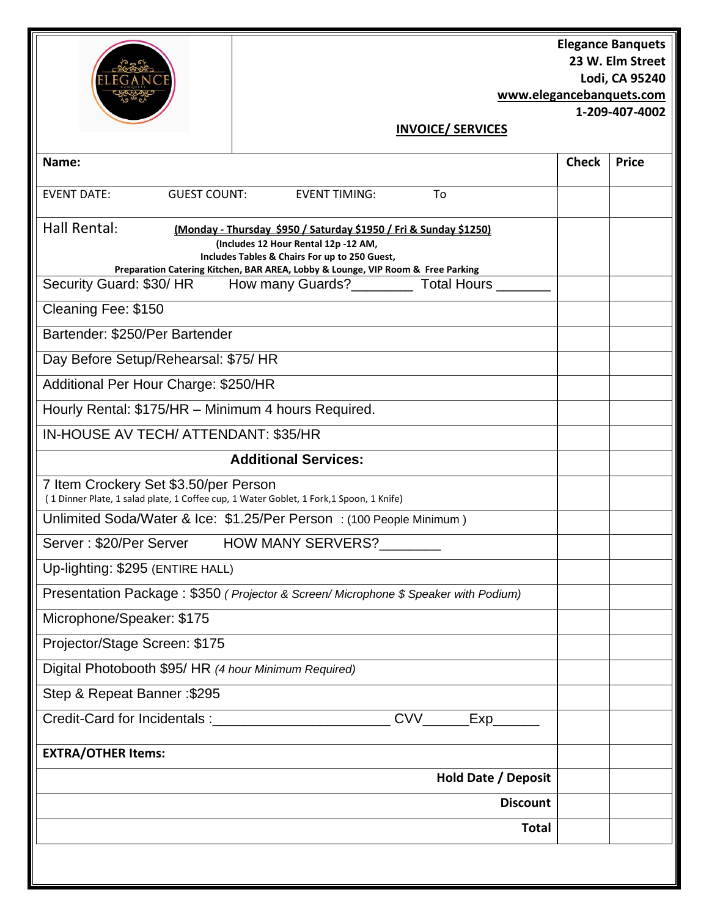**Elegance Banquets**
**23 W. Elm Street**
**Lodi, CA 95240**
**www.elegancebanquets.com**
**1-209-407-4002**

**INVOICE/ SERVICES**

| **Name:** | **Check** | **Price** |
|---|---|---|
| EVENT DATE: GUEST COUNT: EVENT TIMING: To | | |
| Hall Rental: **(Monday - Thursday $950 / Saturday $1950 / Fri & Sunday $1250)** **(Includes 12 Hour Rental 12p -12 AM, Includes Tables & Chairs For up to 250 Guest, Preparation Catering Kitchen, BAR AREA, Lobby & Lounge, VIP Room & Free Parking** | | |
| Security Guard: $30/ HR How many Guards?________ Total Hours _______ | | |
| Cleaning Fee: $150 | | |
| Bartender: $250/Per Bartender | | |
| Day Before Setup/Rehearsal: $75/ HR | | |
| Additional Per Hour Charge: $250/HR | | |
| Hourly Rental: $175/HR – Minimum 4 hours Required. | | |
| IN-HOUSE AV TECH/ ATTENDANT: $35/HR | | |
| **Additional Services:** | | |
| 7 Item Crockery Set $3.50/per Person ( 1 Dinner Plate, 1 salad plate, 1 Coffee cup, 1 Water Goblet, 1 Fork,1 Spoon, 1 Knife) | | |
| Unlimited Soda/Water & Ice: $1.25/Per Person : (100 People Minimum ) | | |
| Server : $20/Per Server HOW MANY SERVERS?_______ | | |
| Up-lighting: $295 (ENTIRE HALL) | | |
| Presentation Package : $350 *( Projector & Screen/ Microphone $ Speaker with Podium)* | | |
| Microphone/Speaker: $175 | | |
| Projector/Stage Screen: $175 | | |
| Digital Photobooth $95/ HR *(4 hour Minimum Required)* | | |
| Step & Repeat Banner :$295 | | |
| Credit-Card for Incidentals :_____________________ CVV_____Exp_____ | | |
| **EXTRA/OTHER Items:** | | |
| **Hold Date / Deposit** | | |
| **Discount** | | |
| **Total** | | |